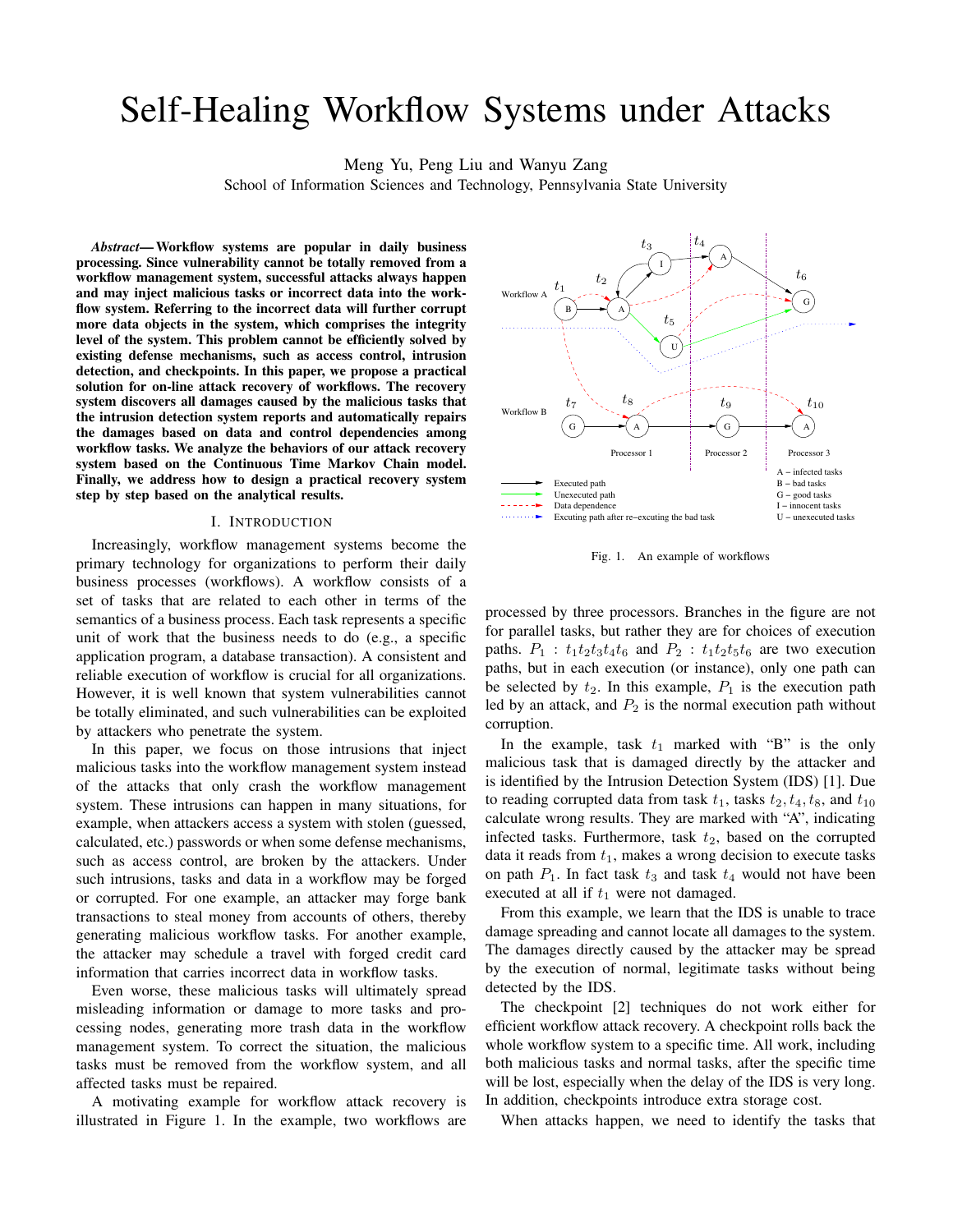# Self-Healing Workflow Systems under Attacks

Meng Yu, Peng Liu and Wanyu Zang

School of Information Sciences and Technology, Pennsylvania State University

***Abstract*— Workflow systems are popular in daily business processing. Since vulnerability cannot be totally removed from a workflow management system, successful attacks always happen and may inject malicious tasks or incorrect data into the workflow system. Referring to the incorrect data will further corrupt more data objects in the system, which comprises the integrity level of the system. This problem cannot be efficiently solved by existing defense mechanisms, such as access control, intrusion detection, and checkpoints. In this paper, we propose a practical solution for on-line attack recovery of workflows. The recovery system discovers all damages caused by the malicious tasks that the intrusion detection system reports and automatically repairs the damages based on data and control dependencies among workflow tasks. We analyze the behaviors of our attack recovery system based on the Continuous Time Markov Chain model. Finally, we address how to design a practical recovery system step by step based on the analytical results.**

## I. Introduction

Increasingly, workflow management systems become the primary technology for organizations to perform their daily business processes (workflows). A workflow consists of a set of tasks that are related to each other in terms of the semantics of a business process. Each task represents a specific unit of work that the business needs to do (e.g., a specific application program, a database transaction). A consistent and reliable execution of workflow is crucial for all organizations. However, it is well known that system vulnerabilities cannot be totally eliminated, and such vulnerabilities can be exploited by attackers who penetrate the system.

In this paper, we focus on those intrusions that inject malicious tasks into the workflow management system instead of the attacks that only crash the workflow management system. These intrusions can happen in many situations, for example, when attackers access a system with stolen (guessed, calculated, etc.) passwords or when some defense mechanisms, such as access control, are broken by the attackers. Under such intrusions, tasks and data in a workflow may be forged or corrupted. For one example, an attacker may forge bank transactions to steal money from accounts of others, thereby generating malicious workflow tasks. For another example, the attacker may schedule a travel with forged credit card information that carries incorrect data in workflow tasks.

Even worse, these malicious tasks will ultimately spread misleading information or damage to more tasks and processing nodes, generating more trash data in the workflow management system. To correct the situation, the malicious tasks must be removed from the workflow system, and all affected tasks must be repaired.

A motivating example for workflow attack recovery is illustrated in Figure 1. In the example, two workflows are

Fig. 1. An example of workflows

processed by three processors. Branches in the figure are not for parallel tasks, but rather they are for choices of execution paths. $P_1$ : $t_1t_2t_3t_4t_6$ and $P_2$ : $t_1t_2t_5t_6$ are two execution paths, but in each execution (or instance), only one path can be selected by $t_2$. In this example, $P_1$ is the execution path led by an attack, and $P_2$ is the normal execution path without corruption.

In the example, task $t_1$ marked with "B" is the only malicious task that is damaged directly by the attacker and is identified by the Intrusion Detection System (IDS) [1]. Due to reading corrupted data from task $t_1$, tasks $t_2, t_4, t_8$, and $t_{10}$ calculate wrong results. They are marked with "A", indicating infected tasks. Furthermore, task $t_2$, based on the corrupted data it reads from $t_1$, makes a wrong decision to execute tasks on path $P_1$. In fact task $t_3$ and task $t_4$ would not have been executed at all if $t_1$ were not damaged.

From this example, we learn that the IDS is unable to trace damage spreading and cannot locate all damages to the system. The damages directly caused by the attacker may be spread by the execution of normal, legitimate tasks without being detected by the IDS.

The checkpoint [2] techniques do not work either for efficient workflow attack recovery. A checkpoint rolls back the whole workflow system to a specific time. All work, including both malicious tasks and normal tasks, after the specific time will be lost, especially when the delay of the IDS is very long. In addition, checkpoints introduce extra storage cost.

When attacks happen, we need to identify the tasks that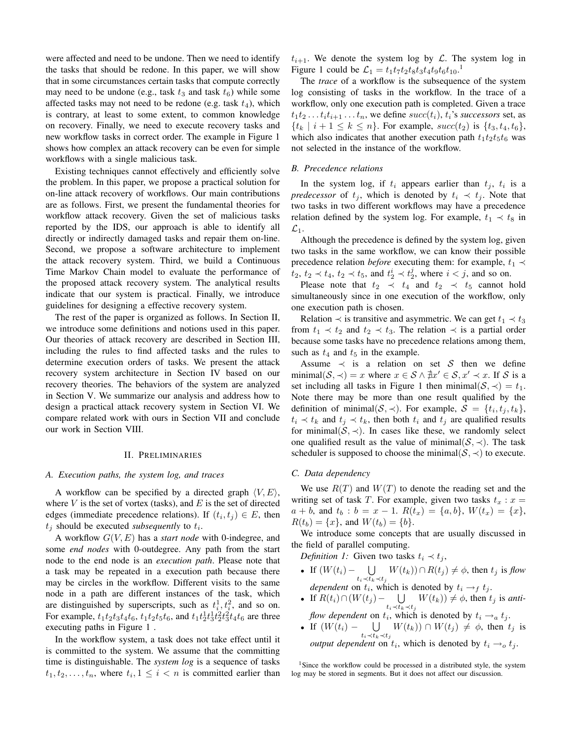were affected and need to be undone. Then we need to identify the tasks that should be redone. In this paper, we will show that in some circumstances certain tasks that compute correctly may need to be undone (e.g., task $t_3$ and task $t_6$) while some affected tasks may not need to be redone (e.g. task $t_4$), which is contrary, at least to some extent, to common knowledge on recovery. Finally, we need to execute recovery tasks and new workflow tasks in correct order. The example in Figure 1 shows how complex an attack recovery can be even for simple workflows with a single malicious task.

Existing techniques cannot effectively and efficiently solve the problem. In this paper, we propose a practical solution for on-line attack recovery of workflows. Our main contributions are as follows. First, we present the fundamental theories for workflow attack recovery. Given the set of malicious tasks reported by the IDS, our approach is able to identify all directly or indirectly damaged tasks and repair them on-line. Second, we propose a software architecture to implement the attack recovery system. Third, we build a Continuous Time Markov Chain model to evaluate the performance of the proposed attack recovery system. The analytical results indicate that our system is practical. Finally, we introduce guidelines for designing a effective recovery system.

The rest of the paper is organized as follows. In Section II, we introduce some definitions and notions used in this paper. Our theories of attack recovery are described in Section III, including the rules to find affected tasks and the rules to determine execution orders of tasks. We present the attack recovery system architecture in Section IV based on our recovery theories. The behaviors of the system are analyzed in Section V. We summarize our analysis and address how to design a practical attack recovery system in Section VI. We compare related work with ours in Section VII and conclude our work in Section VIII.

## II. Preliminaries

### A. Execution paths, the system log, and traces

A workflow can be specified by a directed graph $\langle V, E\rangle$, where $V$ is the set of vortex (tasks), and $E$ is the set of directed edges (immediate precedence relations). If $(t_i, t_j) \in E$, then $t_j$ should be executed *subsequently* to $t_i$.

A workflow $G(V, E)$ has a *start node* with 0-indegree, and some *end nodes* with 0-outdegree. Any path from the start node to the end node is an *execution path*. Please note that a task may be repeated in a execution path because there may be circles in the workflow. Different visits to the same node in a path are different instances of the task, which are distinguished by superscripts, such as $t_i^1, t_i^2$, and so on. For example, $t_1t_2t_3t_4t_6$, $t_1t_2t_5t_6$, and $t_1t_2^1t_3^1t_2^2t_3^2t_4t_6$ are three executing paths in Figure 1 .

In the workflow system, a task does not take effect until it is committed to the system. We assume that the committing time is distinguishable. The *system log* is a sequence of tasks $t_1, t_2, \ldots, t_n$, where $t_i, 1 \le i < n$ is committed earlier than $t_{i+1}$. We denote the system log by $\mathcal{L}$. The system log in Figure 1 could be $\mathcal{L}_1 = t_1t_7t_2t_8t_3t_4t_9t_6t_{10}$.[1]

The *trace* of a workflow is the subsequence of the system log consisting of tasks in the workflow. In the trace of a workflow, only one execution path is completed. Given a trace $t_1t_2 \ldots t_it_{i+1} \ldots t_n$, we define $succ(t_i)$, $t_i$'s *successors* set, as $\{t_k \mid i+1 \le k \le n\}$. For example, $succ(t_2)$ is $\{t_3, t_4, t_6\}$, which also indicates that another execution path $t_1t_2t_5t_6$ was not selected in the instance of the workflow.

### B. Precedence relations

In the system log, if $t_i$ appears earlier than $t_j$, $t_i$ is a *predecessor* of $t_j$, which is denoted by $t_i \prec t_j$. Note that two tasks in two different workflows may have a precedence relation defined by the system log. For example, $t_1 \prec t_8$ in $\mathcal{L}_1$.

Although the precedence is defined by the system log, given two tasks in the same workflow, we can know their possible precedence relation *before* executing them: for example, $t_1 \prec t_2$, $t_2 \prec t_4$, $t_2 \prec t_5$, and $t_2^i \prec t_2^j$, where $i < j$, and so on.

Please note that $t_2 \prec t_4$ and $t_2 \prec t_5$ cannot hold simultaneously since in one execution of the workflow, only one execution path is chosen.

Relation $\prec$ is transitive and asymmetric. We can get $t_1 \prec t_3$ from $t_1 \prec t_2$ and $t_2 \prec t_3$. The relation $\prec$ is a partial order because some tasks have no precedence relations among them, such as $t_4$ and $t_5$ in the example.

Assume $\prec$ is a relation on set $\mathcal{S}$ then we define $\text{minimal}(\mathcal{S}, \prec) = x$ where $x \in \mathcal{S} \wedge \nexists x' \in \mathcal{S}, x' \prec x$. If $\mathcal{S}$ is a set including all tasks in Figure 1 then $\text{minimal}(\mathcal{S}, \prec) = t_1$. Note there may be more than one result qualified by the definition of $\text{minimal}(\mathcal{S}, \prec)$. For example, $\mathcal{S} = \{t_i, t_j, t_k\}$, $t_i \prec t_k$ and $t_j \prec t_k$, then both $t_i$ and $t_j$ are qualified results for $\text{minimal}(\mathcal{S}, \prec)$. In cases like these, we randomly select one qualified result as the value of $\text{minimal}(\mathcal{S}, \prec)$. The task scheduler is supposed to choose the $\text{minimal}(\mathcal{S}, \prec)$ to execute.

### C. Data dependency

We use $R(T)$ and $W(T)$ to denote the reading set and the writing set of task $T$. For example, given two tasks $t_x : x = a + b$, and $t_b : b = x - 1$. $R(t_x) = \{a, b\}$, $W(t_x) = \{x\}$, $R(t_b) = \{x\}$, and $W(t_b) = \{b\}$.

We introduce some concepts that are usually discussed in the field of parallel computing.

*Definition 1:* Given two tasks $t_i \prec t_j$,

- If $(W(t_i) - \bigcup_{t_i \prec t_k \prec t_j} W(t_k)) \cap R(t_j) \neq \phi$, then $t_j$ is *flow dependent* on $t_i$, which is denoted by $t_i \rightarrow_f t_j$.
- If $R(t_i) \cap (W(t_j) - \bigcup_{t_i \prec t_k \prec t_j} W(t_k)) \neq \phi$, then $t_j$ is *anti-flow dependent* on $t_i$, which is denoted by $t_i \rightarrow_a t_j$.
- If $(W(t_i) - \bigcup_{t_i \prec t_k \prec t_j} W(t_k)) \cap W(t_j) \neq \phi$, then $t_j$ is *output dependent* on $t_i$, which is denoted by $t_i \rightarrow_o t_j$.

[1] Since the workflow could be processed in a distributed style, the system log may be stored in segments. But it does not affect our discussion.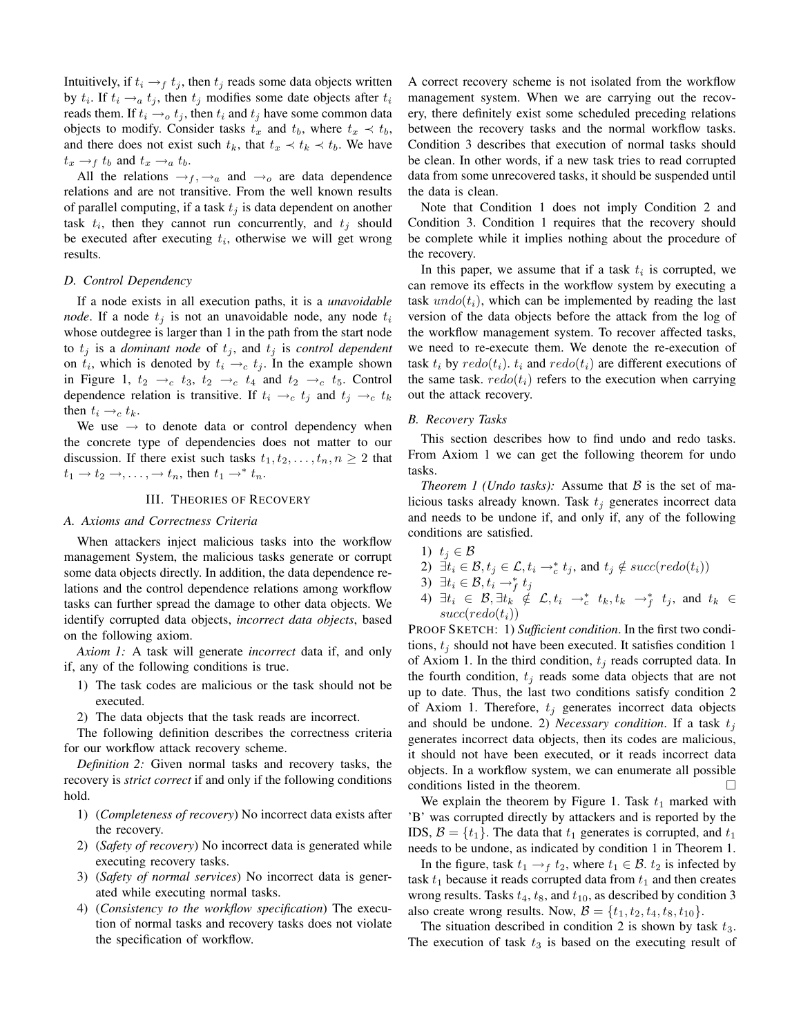Intuitively, if $t_i \rightarrow_f t_j$, then $t_j$ reads some data objects written by $t_i$. If $t_i \rightarrow_a t_j$, then $t_j$ modifies some date objects after $t_i$ reads them. If $t_i \rightarrow_o t_j$, then $t_i$ and $t_j$ have some common data objects to modify. Consider tasks $t_x$ and $t_b$, where $t_x \prec t_b$, and there does not exist such $t_k$, that $t_x \prec t_k \prec t_b$. We have $t_x \rightarrow_f t_b$ and $t_x \rightarrow_a t_b$.

All the relations $\rightarrow_f, \rightarrow_a$ and $\rightarrow_o$ are data dependence relations and are not transitive. From the well known results of parallel computing, if a task $t_j$ is data dependent on another task $t_i$, then they cannot run concurrently, and $t_j$ should be executed after executing $t_i$, otherwise we will get wrong results.

### D. Control Dependency

If a node exists in all execution paths, it is a *unavoidable node*. If a node $t_j$ is not an unavoidable node, any node $t_i$ whose outdegree is larger than 1 in the path from the start node to $t_j$ is a *dominant node* of $t_j$, and $t_j$ is *control dependent* on $t_i$, which is denoted by $t_i \rightarrow_c t_j$. In the example shown in Figure 1, $t_2 \rightarrow_c t_3$, $t_2 \rightarrow_c t_4$ and $t_2 \rightarrow_c t_5$. Control dependence relation is transitive. If $t_i \rightarrow_c t_j$ and $t_j \rightarrow_c t_k$ then $t_i \rightarrow_c t_k$.

We use $\rightarrow$ to denote data or control dependency when the concrete type of dependencies does not matter to our discussion. If there exist such tasks $t_1, t_2, \ldots, t_n, n \geq 2$ that $t_1 \rightarrow t_2 \rightarrow, \ldots, \rightarrow t_n$, then $t_1 \rightarrow^* t_n$.

## III. Theories of Recovery

### A. Axioms and Correctness Criteria

When attackers inject malicious tasks into the workflow management System, the malicious tasks generate or corrupt some data objects directly. In addition, the data dependence relations and the control dependence relations among workflow tasks can further spread the damage to other data objects. We identify corrupted data objects, *incorrect data objects*, based on the following axiom.

*Axiom 1:* A task will generate *incorrect* data if, and only if, any of the following conditions is true.

1) The task codes are malicious or the task should not be executed.
2) The data objects that the task reads are incorrect.

The following definition describes the correctness criteria for our workflow attack recovery scheme.

*Definition 2:* Given normal tasks and recovery tasks, the recovery is *strict correct* if and only if the following conditions hold.

1) (*Completeness of recovery*) No incorrect data exists after the recovery.
2) (*Safety of recovery*) No incorrect data is generated while executing recovery tasks.
3) (*Safety of normal services*) No incorrect data is generated while executing normal tasks.
4) (*Consistency to the workflow specification*) The execution of normal tasks and recovery tasks does not violate the specification of workflow.

A correct recovery scheme is not isolated from the workflow management system. When we are carrying out the recovery, there definitely exist some scheduled preceding relations between the recovery tasks and the normal workflow tasks. Condition 3 describes that execution of normal tasks should be clean. In other words, if a new task tries to read corrupted data from some unrecovered tasks, it should be suspended until the data is clean.

Note that Condition 1 does not imply Condition 2 and Condition 3. Condition 1 requires that the recovery should be complete while it implies nothing about the procedure of the recovery.

In this paper, we assume that if a task $t_i$ is corrupted, we can remove its effects in the workflow system by executing a task $undo(t_i)$, which can be implemented by reading the last version of the data objects before the attack from the log of the workflow management system. To recover affected tasks, we need to re-execute them. We denote the re-execution of task $t_i$ by $redo(t_i)$. $t_i$ and $redo(t_i)$ are different executions of the same task. $redo(t_i)$ refers to the execution when carrying out the attack recovery.

### B. Recovery Tasks

This section describes how to find undo and redo tasks. From Axiom 1 we can get the following theorem for undo tasks.

*Theorem 1 (Undo tasks):* Assume that $\mathcal{B}$ is the set of malicious tasks already known. Task $t_j$ generates incorrect data and needs to be undone if, and only if, any of the following conditions are satisfied.

1) $t_j \in \mathcal{B}$
2) $\exists t_i \in \mathcal{B}, t_j \in \mathcal{L}, t_i \rightarrow_c^* t_j$, and $t_j \notin succ(redo(t_i))$
3) $\exists t_i \in \mathcal{B}, t_i \rightarrow_f^* t_j$
4) $\exists t_i \in \mathcal{B}, \exists t_k \notin \mathcal{L}, t_i \rightarrow_c^* t_k, t_k \rightarrow_f^* t_j$, and $t_k \in succ(redo(t_i))$

Proof Sketch: 1) *Sufficient condition*. In the first two conditions, $t_j$ should not have been executed. It satisfies condition 1 of Axiom 1. In the third condition, $t_j$ reads corrupted data. In the fourth condition, $t_j$ reads some data objects that are not up to date. Thus, the last two conditions satisfy condition 2 of Axiom 1. Therefore, $t_j$ generates incorrect data objects and should be undone. 2) *Necessary condition*. If a task $t_j$ generates incorrect data objects, then its codes are malicious, it should not have been executed, or it reads incorrect data objects. In a workflow system, we can enumerate all possible conditions listed in the theorem. □

We explain the theorem by Figure 1. Task $t_1$ marked with 'B' was corrupted directly by attackers and is reported by the IDS, $\mathcal{B} = \{t_1\}$. The data that $t_1$ generates is corrupted, and $t_1$ needs to be undone, as indicated by condition 1 in Theorem 1.

In the figure, task $t_1 \rightarrow_f t_2$, where $t_1 \in \mathcal{B}$. $t_2$ is infected by task $t_1$ because it reads corrupted data from $t_1$ and then creates wrong results. Tasks $t_4$, $t_8$, and $t_{10}$, as described by condition 3 also create wrong results. Now, $\mathcal{B} = \{t_1, t_2, t_4, t_8, t_{10}\}$.

The situation described in condition 2 is shown by task $t_3$. The execution of task $t_3$ is based on the executing result of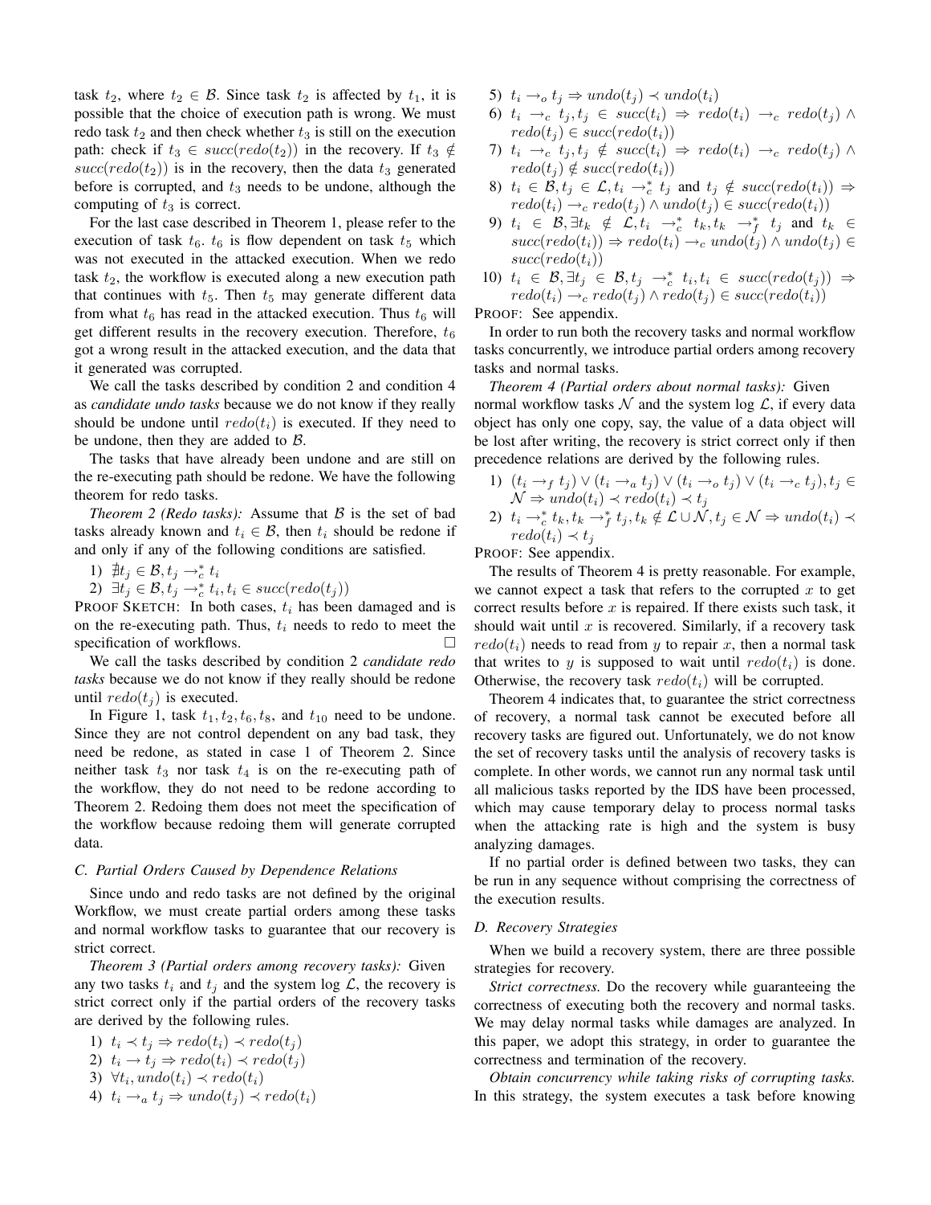task $t_2$, where $t_2 \in \mathcal{B}$. Since task $t_2$ is affected by $t_1$, it is possible that the choice of execution path is wrong. We must redo task $t_2$ and then check whether $t_3$ is still on the execution path: check if $t_3 \in succ(redo(t_2))$ in the recovery. If $t_3 \notin succ(redo(t_2))$ is in the recovery, then the data $t_3$ generated before is corrupted, and $t_3$ needs to be undone, although the computing of $t_3$ is correct.

For the last case described in Theorem 1, please refer to the execution of task $t_6$. $t_6$ is flow dependent on task $t_5$ which was not executed in the attacked execution. When we redo task $t_2$, the workflow is executed along a new execution path that continues with $t_5$. Then $t_5$ may generate different data from what $t_6$ has read in the attacked execution. Thus $t_6$ will get different results in the recovery execution. Therefore, $t_6$ got a wrong result in the attacked execution, and the data that it generated was corrupted.

We call the tasks described by condition 2 and condition 4 as *candidate undo tasks* because we do not know if they really should be undone until $redo(t_i)$ is executed. If they need to be undone, then they are added to $\mathcal{B}$.

The tasks that have already been undone and are still on the re-executing path should be redone. We have the following theorem for redo tasks.

*Theorem 2 (Redo tasks):* Assume that $\mathcal{B}$ is the set of bad tasks already known and $t_i \in \mathcal{B}$, then $t_i$ should be redone if and only if any of the following conditions are satisfied.

1) $\nexists t_j \in \mathcal{B}, t_j \rightarrow_c^* t_i$
2) $\exists t_j \in \mathcal{B}, t_j \rightarrow_c^* t_i, t_i \in succ(redo(t_j))$

PROOF SKETCH: In both cases, $t_i$ has been damaged and is on the re-executing path. Thus, $t_i$ needs to redo to meet the specification of workflows. □

We call the tasks described by condition 2 *candidate redo tasks* because we do not know if they really should be redone until $redo(t_j)$ is executed.

In Figure 1, task $t_1, t_2, t_6, t_8$, and $t_{10}$ need to be undone. Since they are not control dependent on any bad task, they need be redone, as stated in case 1 of Theorem 2. Since neither task $t_3$ nor task $t_4$ is on the re-executing path of the workflow, they do not need to be redone according to Theorem 2. Redoing them does not meet the specification of the workflow because redoing them will generate corrupted data.

### C. Partial Orders Caused by Dependence Relations

Since undo and redo tasks are not defined by the original Workflow, we must create partial orders among these tasks and normal workflow tasks to guarantee that our recovery is strict correct.

*Theorem 3 (Partial orders among recovery tasks):* Given any two tasks $t_i$ and $t_j$ and the system log $\mathcal{L}$, the recovery is strict correct only if the partial orders of the recovery tasks are derived by the following rules.

1) $t_i \prec t_j \Rightarrow redo(t_i) \prec redo(t_j)$
2) $t_i \rightarrow t_j \Rightarrow redo(t_i) \prec redo(t_j)$
3) $\forall t_i, undo(t_i) \prec redo(t_i)$
4) $t_i \rightarrow_a t_j \Rightarrow undo(t_j) \prec redo(t_i)$
5) $t_i \rightarrow_o t_j \Rightarrow undo(t_j) \prec undo(t_i)$
6) $t_i \rightarrow_c t_j, t_j \in succ(t_i) \Rightarrow redo(t_i) \rightarrow_c redo(t_j) \wedge redo(t_j) \in succ(redo(t_i))$
7) $t_i \rightarrow_c t_j, t_j \notin succ(t_i) \Rightarrow redo(t_i) \rightarrow_c redo(t_j) \wedge redo(t_j) \notin succ(redo(t_i))$
8) $t_i \in \mathcal{B}, t_j \in \mathcal{L}, t_i \rightarrow_c^* t_j$ and $t_j \notin succ(redo(t_i)) \Rightarrow redo(t_i) \rightarrow_c redo(t_j) \wedge undo(t_j) \in succ(redo(t_i))$
9) $t_i \in \mathcal{B}, \exists t_k \notin \mathcal{L}, t_i \rightarrow_c^* t_k, t_k \rightarrow_f^* t_j$ and $t_k \in succ(redo(t_i)) \Rightarrow redo(t_i) \rightarrow_c undo(t_j) \wedge undo(t_j) \in succ(redo(t_i))$
10) $t_i \in \mathcal{B}, \exists t_j \in \mathcal{B}, t_j \rightarrow_c^* t_i, t_i \in succ(redo(t_j)) \Rightarrow redo(t_i) \rightarrow_c redo(t_j) \wedge redo(t_j) \in succ(redo(t_i))$

PROOF: See appendix.

In order to run both the recovery tasks and normal workflow tasks concurrently, we introduce partial orders among recovery tasks and normal tasks.

*Theorem 4 (Partial orders about normal tasks):* Given normal workflow tasks $\mathcal{N}$ and the system log $\mathcal{L}$, if every data object has only one copy, say, the value of a data object will be lost after writing, the recovery is strict correct only if then precedence relations are derived by the following rules.

1) $(t_i \rightarrow_f t_j) \vee (t_i \rightarrow_a t_j) \vee (t_i \rightarrow_o t_j) \vee (t_i \rightarrow_c t_j), t_j \in \mathcal{N} \Rightarrow undo(t_i) \prec redo(t_i) \prec t_j$
2) $t_i \rightarrow_c^* t_k, t_k \rightarrow_f^* t_j, t_k \notin \mathcal{L} \cup \mathcal{N}, t_j \in \mathcal{N} \Rightarrow undo(t_i) \prec redo(t_i) \prec t_j$

PROOF: See appendix.

The results of Theorem 4 is pretty reasonable. For example, we cannot expect a task that refers to the corrupted $x$ to get correct results before $x$ is repaired. If there exists such task, it should wait until $x$ is recovered. Similarly, if a recovery task $redo(t_i)$ needs to read from $y$ to repair $x$, then a normal task that writes to $y$ is supposed to wait until $redo(t_i)$ is done. Otherwise, the recovery task $redo(t_i)$ will be corrupted.

Theorem 4 indicates that, to guarantee the strict correctness of recovery, a normal task cannot be executed before all recovery tasks are figured out. Unfortunately, we do not know the set of recovery tasks until the analysis of recovery tasks is complete. In other words, we cannot run any normal task until all malicious tasks reported by the IDS have been processed, which may cause temporary delay to process normal tasks when the attacking rate is high and the system is busy analyzing damages.

If no partial order is defined between two tasks, they can be run in any sequence without comprising the correctness of the execution results.

### D. Recovery Strategies

When we build a recovery system, there are three possible strategies for recovery.

*Strict correctness.* Do the recovery while guaranteeing the correctness of executing both the recovery and normal tasks. We may delay normal tasks while damages are analyzed. In this paper, we adopt this strategy, in order to guarantee the correctness and termination of the recovery.

*Obtain concurrency while taking risks of corrupting tasks.* In this strategy, the system executes a task before knowing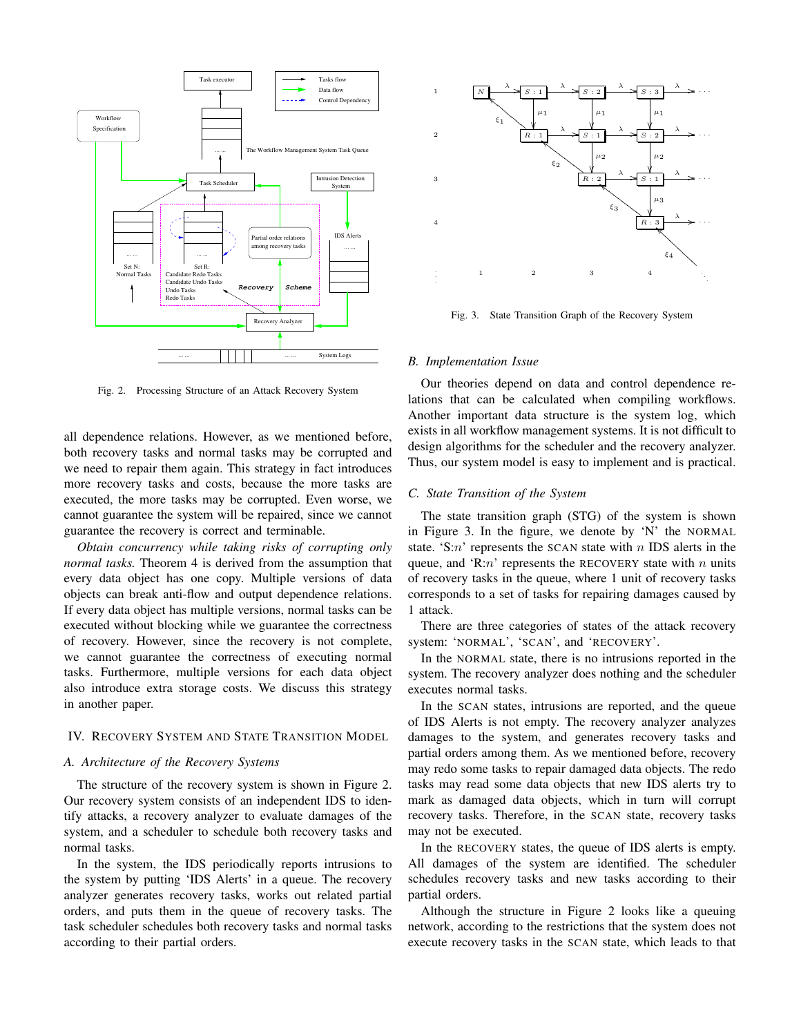Fig. 2. Processing Structure of an Attack Recovery System

all dependence relations. However, as we mentioned before, both recovery tasks and normal tasks may be corrupted and we need to repair them again. This strategy in fact introduces more recovery tasks and costs, because the more tasks are executed, the more tasks may be corrupted. Even worse, we cannot guarantee the system will be repaired, since we cannot guarantee the recovery is correct and terminable.

*Obtain concurrency while taking risks of corrupting only normal tasks.* Theorem 4 is derived from the assumption that every data object has one copy. Multiple versions of data objects can break anti-flow and output dependence relations. If every data object has multiple versions, normal tasks can be executed without blocking while we guarantee the correctness of recovery. However, since the recovery is not complete, we cannot guarantee the correctness of executing normal tasks. Furthermore, multiple versions for each data object also introduce extra storage costs. We discuss this strategy in another paper.

## IV. Recovery System and State Transition Model

### A. Architecture of the Recovery Systems

The structure of the recovery system is shown in Figure 2. Our recovery system consists of an independent IDS to identify attacks, a recovery analyzer to evaluate damages of the system, and a scheduler to schedule both recovery tasks and normal tasks.

In the system, the IDS periodically reports intrusions to the system by putting 'IDS Alerts' in a queue. The recovery analyzer generates recovery tasks, works out related partial orders, and puts them in the queue of recovery tasks. The task scheduler schedules both recovery tasks and normal tasks according to their partial orders.

Fig. 3. State Transition Graph of the Recovery System

### B. Implementation Issue

Our theories depend on data and control dependence relations that can be calculated when compiling workflows. Another important data structure is the system log, which exists in all workflow management systems. It is not difficult to design algorithms for the scheduler and the recovery analyzer. Thus, our system model is easy to implement and is practical.

### C. State Transition of the System

The state transition graph (STG) of the system is shown in Figure 3. In the figure, we denote by 'N' the NORMAL state. 'S:$n$' represents the SCAN state with $n$ IDS alerts in the queue, and 'R:$n$' represents the RECOVERY state with $n$ units of recovery tasks in the queue, where 1 unit of recovery tasks corresponds to a set of tasks for repairing damages caused by 1 attack.

There are three categories of states of the attack recovery system: 'NORMAL', 'SCAN', and 'RECOVERY'.

In the NORMAL state, there is no intrusions reported in the system. The recovery analyzer does nothing and the scheduler executes normal tasks.

In the SCAN states, intrusions are reported, and the queue of IDS Alerts is not empty. The recovery analyzer analyzes damages to the system, and generates recovery tasks and partial orders among them. As we mentioned before, recovery may redo some tasks to repair damaged data objects. The redo tasks may read some data objects that new IDS alerts try to mark as damaged data objects, which in turn will corrupt recovery tasks. Therefore, in the SCAN state, recovery tasks may not be executed.

In the RECOVERY states, the queue of IDS alerts is empty. All damages of the system are identified. The scheduler schedules recovery tasks and new tasks according to their partial orders.

Although the structure in Figure 2 looks like a queuing network, according to the restrictions that the system does not execute recovery tasks in the SCAN state, which leads to that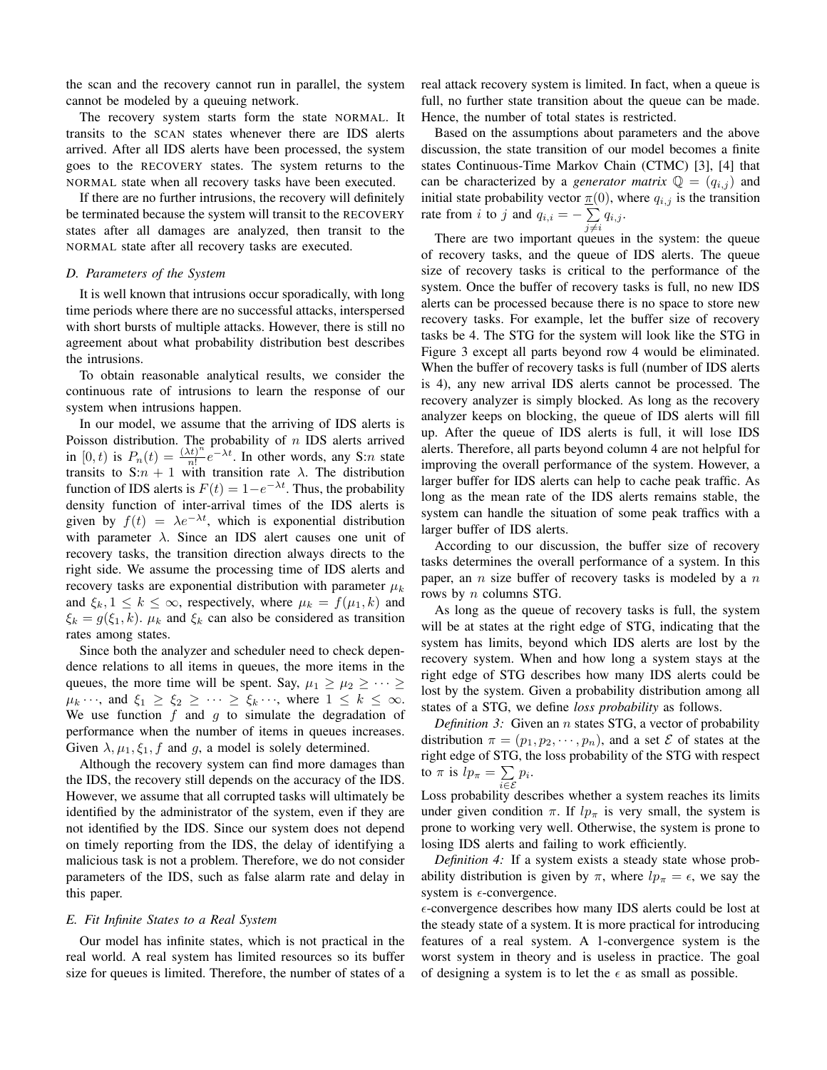the scan and the recovery cannot run in parallel, the system cannot be modeled by a queuing network.

The recovery system starts form the state NORMAL. It transits to the SCAN states whenever there are IDS alerts arrived. After all IDS alerts have been processed, the system goes to the RECOVERY states. The system returns to the NORMAL state when all recovery tasks have been executed.

If there are no further intrusions, the recovery will definitely be terminated because the system will transit to the RECOVERY states after all damages are analyzed, then transit to the NORMAL state after all recovery tasks are executed.

### D. Parameters of the System

It is well known that intrusions occur sporadically, with long time periods where there are no successful attacks, interspersed with short bursts of multiple attacks. However, there is still no agreement about what probability distribution best describes the intrusions.

To obtain reasonable analytical results, we consider the continuous rate of intrusions to learn the response of our system when intrusions happen.

In our model, we assume that the arriving of IDS alerts is Poisson distribution. The probability of $n$ IDS alerts arrived in $[0, t)$ is $P_n(t) = \frac{(\lambda t)^n}{n!} e^{-\lambda t}$. In other words, any S:$n$ state transits to S:$n+1$ with transition rate $\lambda$. The distribution function of IDS alerts is $F(t) = 1 - e^{-\lambda t}$. Thus, the probability density function of inter-arrival times of the IDS alerts is given by $f(t) = \lambda e^{-\lambda t}$, which is exponential distribution with parameter $\lambda$. Since an IDS alert causes one unit of recovery tasks, the transition direction always directs to the right side. We assume the processing time of IDS alerts and recovery tasks are exponential distribution with parameter $\mu_k$ and $\xi_k, 1 \leq k \leq \infty$, respectively, where $\mu_k = f(\mu_1, k)$ and $\xi_k = g(\xi_1, k)$. $\mu_k$ and $\xi_k$ can also be considered as transition rates among states.

Since both the analyzer and scheduler need to check dependence relations to all items in queues, the more items in the queues, the more time will be spent. Say, $\mu_1 \geq \mu_2 \geq \cdots \geq \mu_k \cdots$, and $\xi_1 \geq \xi_2 \geq \cdots \geq \xi_k \cdots$, where $1 \leq k \leq \infty$. We use function $f$ and $g$ to simulate the degradation of performance when the number of items in queues increases. Given $\lambda, \mu_1, \xi_1, f$ and $g$, a model is solely determined.

Although the recovery system can find more damages than the IDS, the recovery still depends on the accuracy of the IDS. However, we assume that all corrupted tasks will ultimately be identified by the administrator of the system, even if they are not identified by the IDS. Since our system does not depend on timely reporting from the IDS, the delay of identifying a malicious task is not a problem. Therefore, we do not consider parameters of the IDS, such as false alarm rate and delay in this paper.

### E. Fit Infinite States to a Real System

Our model has infinite states, which is not practical in the real world. A real system has limited resources so its buffer size for queues is limited. Therefore, the number of states of a real attack recovery system is limited. In fact, when a queue is full, no further state transition about the queue can be made. Hence, the number of total states is restricted.

Based on the assumptions about parameters and the above discussion, the state transition of our model becomes a finite states Continuous-Time Markov Chain (CTMC) [3], [4] that can be characterized by a *generator matrix* $\mathbb{Q} = (q_{i,j})$ and initial state probability vector $\underline{\pi}(0)$, where $q_{i,j}$ is the transition rate from $i$ to $j$ and $q_{i,i} = -\sum_{j \neq i} q_{i,j}$.

There are two important queues in the system: the queue of recovery tasks, and the queue of IDS alerts. The queue size of recovery tasks is critical to the performance of the system. Once the buffer of recovery tasks is full, no new IDS alerts can be processed because there is no space to store new recovery tasks. For example, let the buffer size of recovery tasks be 4. The STG for the system will look like the STG in Figure 3 except all parts beyond row 4 would be eliminated. When the buffer of recovery tasks is full (number of IDS alerts is 4), any new arrival IDS alerts cannot be processed. The recovery analyzer is simply blocked. As long as the recovery analyzer keeps on blocking, the queue of IDS alerts will fill up. After the queue of IDS alerts is full, it will lose IDS alerts. Therefore, all parts beyond column 4 are not helpful for improving the overall performance of the system. However, a larger buffer for IDS alerts can help to cache peak traffic. As long as the mean rate of the IDS alerts remains stable, the system can handle the situation of some peak traffics with a larger buffer of IDS alerts.

According to our discussion, the buffer size of recovery tasks determines the overall performance of a system. In this paper, an $n$ size buffer of recovery tasks is modeled by a $n$ rows by $n$ columns STG.

As long as the queue of recovery tasks is full, the system will be at states at the right edge of STG, indicating that the system has limits, beyond which IDS alerts are lost by the recovery system. When and how long a system stays at the right edge of STG describes how many IDS alerts could be lost by the system. Given a probability distribution among all states of a STG, we define *loss probability* as follows.

*Definition 3:* Given an $n$ states STG, a vector of probability distribution $\pi = (p_1, p_2, \cdots, p_n)$, and a set $\mathcal{E}$ of states at the right edge of STG, the loss probability of the STG with respect to $\pi$ is $lp_\pi = \sum_{i \in \mathcal{E}} p_i$.

Loss probability describes whether a system reaches its limits under given condition $\pi$. If $lp_\pi$ is very small, the system is prone to working very well. Otherwise, the system is prone to losing IDS alerts and failing to work efficiently.

*Definition 4:* If a system exists a steady state whose probability distribution is given by $\pi$, where $lp_\pi = \epsilon$, we say the system is $\epsilon$-convergence.

$\epsilon$-convergence describes how many IDS alerts could be lost at the steady state of a system. It is more practical for introducing features of a real system. A 1-convergence system is the worst system in theory and is useless in practice. The goal of designing a system is to let the $\epsilon$ as small as possible.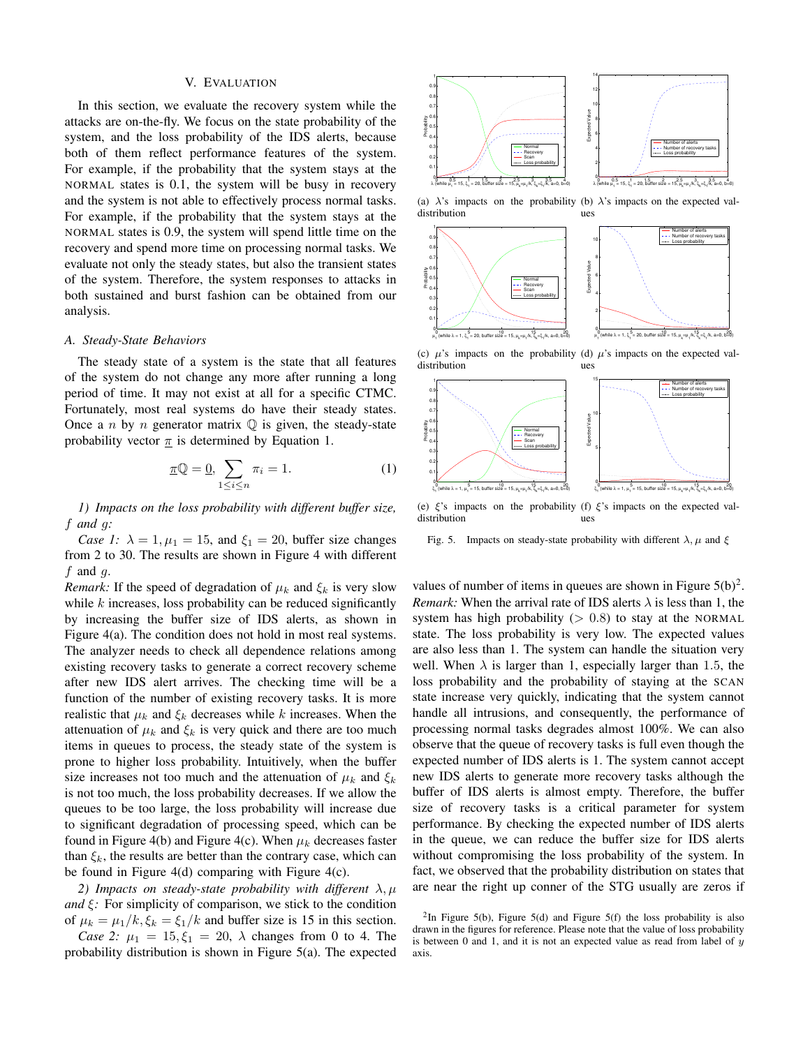## V. Evaluation

In this section, we evaluate the recovery system while the attacks are on-the-fly. We focus on the state probability of the system, and the loss probability of the IDS alerts, because both of them reflect performance features of the system. For example, if the probability that the system stays at the NORMAL states is 0.1, the system will be busy in recovery and the system is not able to effectively process normal tasks. For example, if the probability that the system stays at the NORMAL states is 0.9, the system will spend little time on the recovery and spend more time on processing normal tasks. We evaluate not only the steady states, but also the transient states of the system. Therefore, the system responses to attacks in both sustained and burst fashion can be obtained from our analysis.

### A. Steady-State Behaviors

The steady state of a system is the state that all features of the system do not change any more after running a long period of time. It may not exist at all for a specific CTMC. Fortunately, most real systems do have their steady states. Once a $n$ by $n$ generator matrix $\mathbb{Q}$ is given, the steady-state probability vector $\underline{\pi}$ is determined by Equation 1.

$$\underline{\pi}\mathbb{Q} = \underline{0}, \sum_{1 \le i \le n} \pi_i = 1. \quad (1)$$

*1) Impacts on the loss probability with different buffer size, $f$ and $g$:*

*Case 1:* $\lambda = 1, \mu_1 = 15$, and $\xi_1 = 20$, buffer size changes from 2 to 30. The results are shown in Figure 4 with different $f$ and $g$.

*Remark:* If the speed of degradation of $\mu_k$ and $\xi_k$ is very slow while $k$ increases, loss probability can be reduced significantly by increasing the buffer size of IDS alerts, as shown in Figure 4(a). The condition does not hold in most real systems. The analyzer needs to check all dependence relations among existing recovery tasks to generate a correct recovery scheme after new IDS alert arrives. The checking time will be a function of the number of existing recovery tasks. It is more realistic that $\mu_k$ and $\xi_k$ decreases while $k$ increases. When the attenuation of $\mu_k$ and $\xi_k$ is very quick and there are too much items in queues to process, the steady state of the system is prone to higher loss probability. Intuitively, when the buffer size increases not too much and the attenuation of $\mu_k$ and $\xi_k$ is not too much, the loss probability decreases. If we allow the queues to be too large, the loss probability will increase due to significant degradation of processing speed, which can be found in Figure 4(b) and Figure 4(c). When $\mu_k$ decreases faster than $\xi_k$, the results are better than the contrary case, which can be found in Figure 4(d) comparing Figure 4(c).

*2) Impacts on steady-state probability with different $\lambda, \mu$ and $\xi$:* For simplicity of comparison, we stick to the condition of $\mu_k = \mu_1/k, \xi_k = \xi_1/k$ and buffer size is 15 in this section.

*Case 2:* $\mu_1 = 15, \xi_1 = 20$, $\lambda$ changes from 0 to 4. The probability distribution is shown in Figure 5(a). The expected values of number of items in queues are shown in Figure 5(b)[2].

(a) $\lambda$'s impacts on the probability distribution (b) $\lambda$'s impacts on the expected values

(c) $\mu$'s impacts on the probability distribution (d) $\mu$'s impacts on the expected values

(e) $\xi$'s impacts on the probability distribution (f) $\xi$'s impacts on the expected values

Fig. 5. Impacts on steady-state probability with different $\lambda, \mu$ and $\xi$

*Remark:* When the arrival rate of IDS alerts $\lambda$ is less than 1, the system has high probability ($> 0.8$) to stay at the NORMAL state. The loss probability is very low. The expected values are also less than 1. The system can handle the situation very well. When $\lambda$ is larger than 1, especially larger than 1.5, the loss probability and the probability of staying at the SCAN state increase very quickly, indicating that the system cannot handle all intrusions, and consequently, the performance of processing normal tasks degrades almost 100%. We can also observe that the queue of recovery tasks is full even though the expected number of IDS alerts is 1. The system cannot accept new IDS alerts to generate more recovery tasks although the buffer of IDS alerts is almost empty. Therefore, the buffer size of recovery tasks is a critical parameter for system performance. By checking the expected number of IDS alerts in the queue, we can reduce the buffer size for IDS alerts without compromising the loss probability of the system. In fact, we observed that the probability distribution on states that are near the right up conner of the STG usually are zeros if

[2] In Figure 5(b), Figure 5(d) and Figure 5(f) the loss probability is also drawn in the figures for reference. Please note that the value of loss probability is between 0 and 1, and it is not an expected value as read from label of $y$ axis.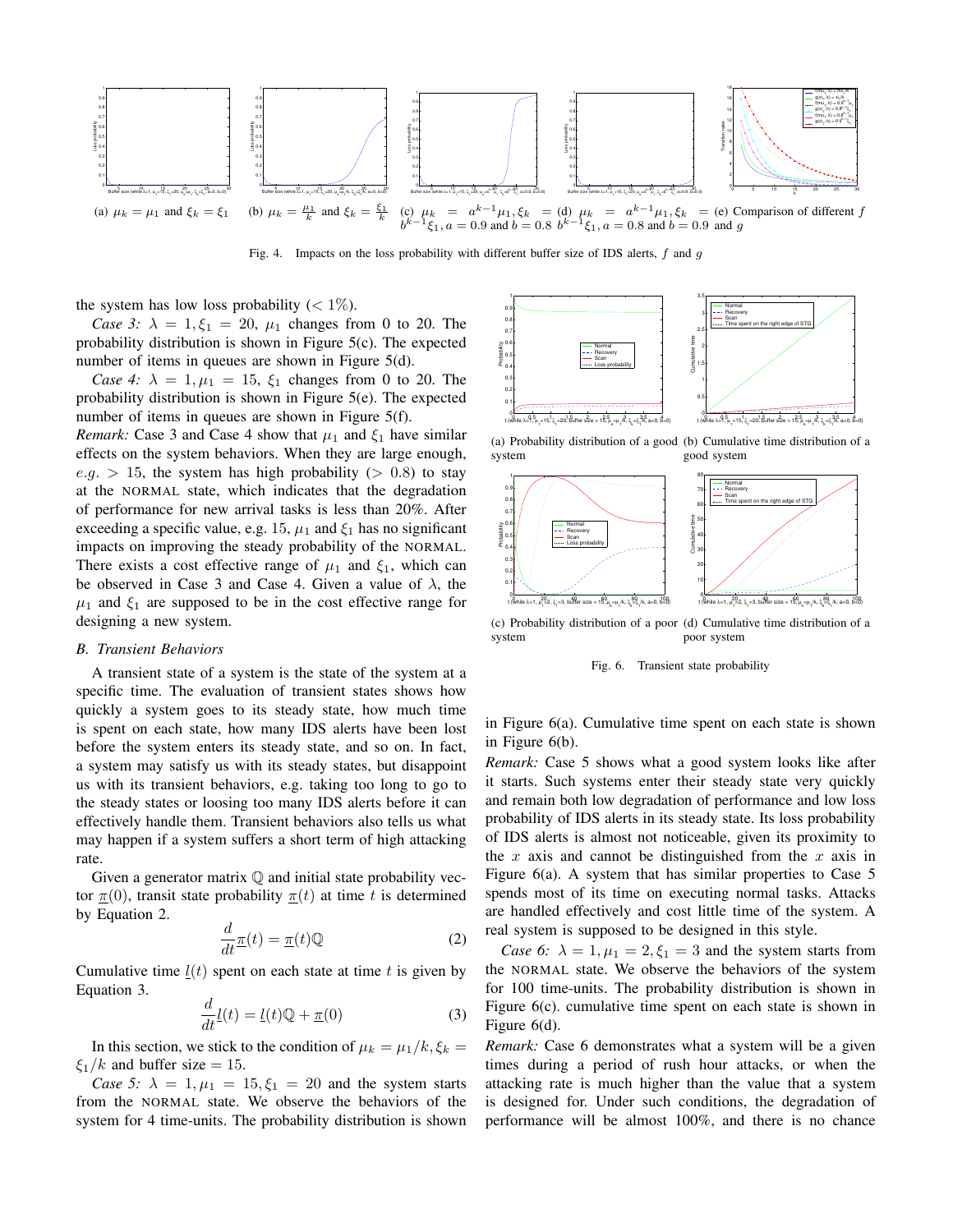(a) $\mu_k = \mu_1$ and $\xi_k = \xi_1$

(b) $\mu_k = \frac{\mu_1}{k}$ and $\xi_k = \frac{\xi_1}{k}$

(c) $\mu_k = a^{k-1}\mu_1, \xi_k = b^{k-1}\xi_1, a = 0.9$ and $b = 0.8$

(d) $\mu_k = a^{k-1}\mu_1, \xi_k = b^{k-1}\xi_1, a = 0.8$ and $b = 0.9$

(e) Comparison of different $f$ and $g$

Fig. 4. Impacts on the loss probability with different buffer size of IDS alerts, $f$ and $g$

the system has low loss probability ($< 1\%$).

*Case 3:* $\lambda = 1, \xi_1 = 20$, $\mu_1$ changes from 0 to 20. The probability distribution is shown in Figure 5(c). The expected number of items in queues are shown in Figure 5(d).

*Case 4:* $\lambda = 1, \mu_1 = 15$, $\xi_1$ changes from 0 to 20. The probability distribution is shown in Figure 5(e). The expected number of items in queues are shown in Figure 5(f).

*Remark:* Case 3 and Case 4 show that $\mu_1$ and $\xi_1$ have similar effects on the system behaviors. When they are large enough, *e.g.* $> 15$, the system has high probability ($> 0.8$) to stay at the NORMAL state, which indicates that the degradation of performance for new arrival tasks is less than 20%. After exceeding a specific value, e.g. 15, $\mu_1$ and $\xi_1$ has no significant impacts on improving the steady probability of the NORMAL. There exists a cost effective range of $\mu_1$ and $\xi_1$, which can be observed in Case 3 and Case 4. Given a value of $\lambda$, the $\mu_1$ and $\xi_1$ are supposed to be in the cost effective range for designing a new system.

### B. Transient Behaviors

A transient state of a system is the state of the system at a specific time. The evaluation of transient states shows how quickly a system goes to its steady state, how much time is spent on each state, how many IDS alerts have been lost before the system enters its steady state, and so on. In fact, a system may satisfy us with its steady states, but disappoint us with its transient behaviors, e.g. taking too long to go to the steady states or loosing too many IDS alerts before it can effectively handle them. Transient behaviors also tells us what may happen if a system suffers a short term of high attacking rate.

Given a generator matrix $\mathbb{Q}$ and initial state probability vector $\underline{\pi}(0)$, transit state probability $\underline{\pi}(t)$ at time $t$ is determined by Equation 2.

$$\frac{d}{dt}\underline{\pi}(t) = \underline{\pi}(t)\mathbb{Q} \tag{2}$$

Cumulative time $\underline{l}(t)$ spent on each state at time $t$ is given by Equation 3.

$$\frac{d}{dt}\underline{l}(t) = \underline{l}(t)\mathbb{Q} + \underline{\pi}(0) \tag{3}$$

In this section, we stick to the condition of $\mu_k = \mu_1/k, \xi_k = \xi_1/k$ and buffer size $= 15$.

*Case 5:* $\lambda = 1, \mu_1 = 15, \xi_1 = 20$ and the system starts from the NORMAL state. We observe the behaviors of the system for 4 time-units. The probability distribution is shown in Figure 6(a). Cumulative time spent on each state is shown in Figure 6(b).

(a) Probability distribution of a good system

(b) Cumulative time distribution of a good system

(c) Probability distribution of a poor system

(d) Cumulative time distribution of a poor system

Fig. 6. Transient state probability

*Remark:* Case 5 shows what a good system looks like after it starts. Such systems enter their steady state very quickly and remain both low degradation of performance and low loss probability of IDS alerts in its steady state. Its loss probability of IDS alerts is almost not noticeable, given its proximity to the $x$ axis and cannot be distinguished from the $x$ axis in Figure 6(a). A system that has similar properties to Case 5 spends most of its time on executing normal tasks. Attacks are handled effectively and cost little time of the system. A real system is supposed to be designed in this style.

*Case 6:* $\lambda = 1, \mu_1 = 2, \xi_1 = 3$ and the system starts from the NORMAL state. We observe the behaviors of the system for 100 time-units. The probability distribution is shown in Figure 6(c). cumulative time spent on each state is shown in Figure 6(d).

*Remark:* Case 6 demonstrates what a system will be a given times during a period of rush hour attacks, or when the attacking rate is much higher than the value that a system is designed for. Under such conditions, the degradation of performance will be almost 100%, and there is no chance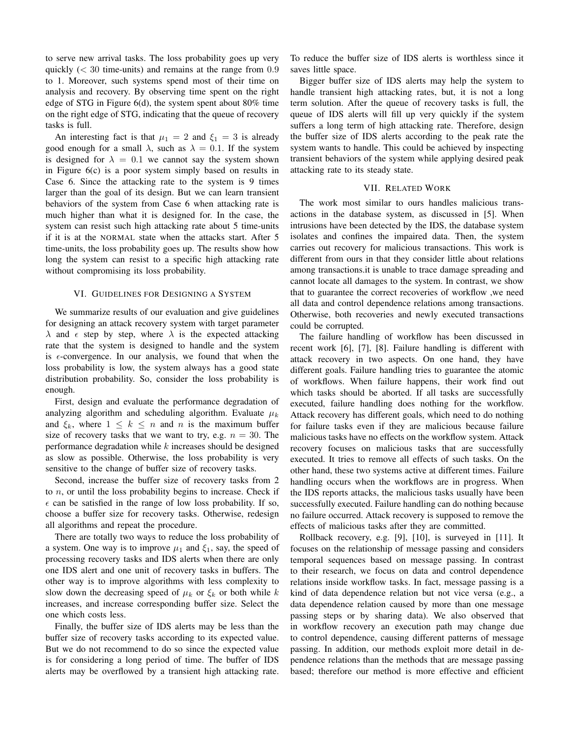to serve new arrival tasks. The loss probability goes up very quickly ($< 30$ time-units) and remains at the range from $0.9$ to 1. Moreover, such systems spend most of their time on analysis and recovery. By observing time spent on the right edge of STG in Figure 6(d), the system spent about 80% time on the right edge of STG, indicating that the queue of recovery tasks is full.

An interesting fact is that $\mu_1 = 2$ and $\xi_1 = 3$ is already good enough for a small $\lambda$, such as $\lambda = 0.1$. If the system is designed for $\lambda = 0.1$ we cannot say the system shown in Figure 6(c) is a poor system simply based on results in Case 6. Since the attacking rate to the system is 9 times larger than the goal of its design. But we can learn transient behaviors of the system from Case 6 when attacking rate is much higher than what it is designed for. In the case, the system can resist such high attacking rate about 5 time-units if it is at the NORMAL state when the attacks start. After 5 time-units, the loss probability goes up. The results show how long the system can resist to a specific high attacking rate without compromising its loss probability.

## VI. Guidelines for Designing a System

We summarize results of our evaluation and give guidelines for designing an attack recovery system with target parameter $\lambda$ and $\epsilon$ step by step, where $\lambda$ is the expected attacking rate that the system is designed to handle and the system is $\epsilon$-convergence. In our analysis, we found that when the loss probability is low, the system always has a good state distribution probability. So, consider the loss probability is enough.

First, design and evaluate the performance degradation of analyzing algorithm and scheduling algorithm. Evaluate $\mu_k$ and $\xi_k$, where $1 \leq k \leq n$ and $n$ is the maximum buffer size of recovery tasks that we want to try, e.g. $n = 30$. The performance degradation while $k$ increases should be designed as slow as possible. Otherwise, the loss probability is very sensitive to the change of buffer size of recovery tasks.

Second, increase the buffer size of recovery tasks from 2 to $n$, or until the loss probability begins to increase. Check if $\epsilon$ can be satisfied in the range of low loss probability. If so, choose a buffer size for recovery tasks. Otherwise, redesign all algorithms and repeat the procedure.

There are totally two ways to reduce the loss probability of a system. One way is to improve $\mu_1$ and $\xi_1$, say, the speed of processing recovery tasks and IDS alerts when there are only one IDS alert and one unit of recovery tasks in buffers. The other way is to improve algorithms with less complexity to slow down the decreasing speed of $\mu_k$ or $\xi_k$ or both while $k$ increases, and increase corresponding buffer size. Select the one which costs less.

Finally, the buffer size of IDS alerts may be less than the buffer size of recovery tasks according to its expected value. But we do not recommend to do so since the expected value is for considering a long period of time. The buffer of IDS alerts may be overflowed by a transient high attacking rate. To reduce the buffer size of IDS alerts is worthless since it saves little space.

Bigger buffer size of IDS alerts may help the system to handle transient high attacking rates, but, it is not a long term solution. After the queue of recovery tasks is full, the queue of IDS alerts will fill up very quickly if the system suffers a long term of high attacking rate. Therefore, design the buffer size of IDS alerts according to the peak rate the system wants to handle. This could be achieved by inspecting transient behaviors of the system while applying desired peak attacking rate to its steady state.

## VII. Related Work

The work most similar to ours handles malicious transactions in the database system, as discussed in [5]. When intrusions have been detected by the IDS, the database system isolates and confines the impaired data. Then, the system carries out recovery for malicious transactions. This work is different from ours in that they consider little about relations among transactions.it is unable to trace damage spreading and cannot locate all damages to the system. In contrast, we show that to guarantee the correct recoveries of workflow ,we need all data and control dependence relations among transactions. Otherwise, both recoveries and newly executed transactions could be corrupted.

The failure handling of workflow has been discussed in recent work [6], [7], [8]. Failure handling is different with attack recovery in two aspects. On one hand, they have different goals. Failure handling tries to guarantee the atomic of workflows. When failure happens, their work find out which tasks should be aborted. If all tasks are successfully executed, failure handling does nothing for the workflow. Attack recovery has different goals, which need to do nothing for failure tasks even if they are malicious because failure malicious tasks have no effects on the workflow system. Attack recovery focuses on malicious tasks that are successfully executed. It tries to remove all effects of such tasks. On the other hand, these two systems active at different times. Failure handling occurs when the workflows are in progress. When the IDS reports attacks, the malicious tasks usually have been successfully executed. Failure handling can do nothing because no failure occurred. Attack recovery is supposed to remove the effects of malicious tasks after they are committed.

Rollback recovery, e.g. [9], [10], is surveyed in [11]. It focuses on the relationship of message passing and considers temporal sequences based on message passing. In contrast to their research, we focus on data and control dependence relations inside workflow tasks. In fact, message passing is a kind of data dependence relation but not vice versa (e.g., a data dependence relation caused by more than one message passing steps or by sharing data). We also observed that in workflow recovery an execution path may change due to control dependence, causing different patterns of message passing. In addition, our methods exploit more detail in dependence relations than the methods that are message passing based; therefore our method is more effective and efficient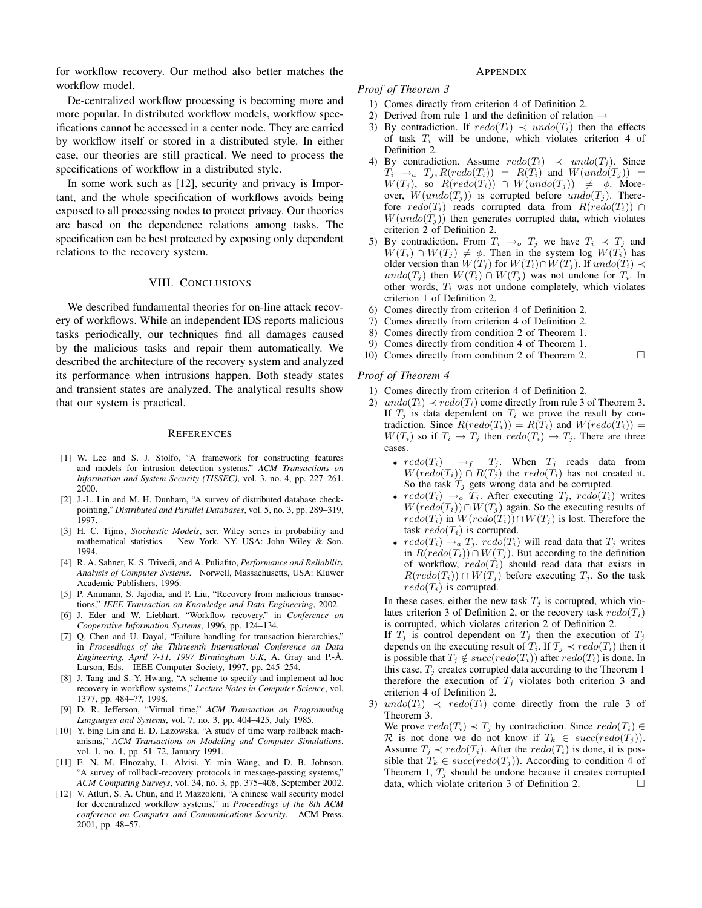for workflow recovery. Our method also better matches the workflow model.

De-centralized workflow processing is becoming more and more popular. In distributed workflow models, workflow specifications cannot be accessed in a center node. They are carried by workflow itself or stored in a distributed style. In either case, our theories are still practical. We need to process the specifications of workflow in a distributed style.

In some work such as [12], security and privacy is Important, and the whole specification of workflows avoids being exposed to all processing nodes to protect privacy. Our theories are based on the dependence relations among tasks. The specification can be best protected by exposing only dependent relations to the recovery system.

## VIII. Conclusions

We described fundamental theories for on-line attack recovery of workflows. While an independent IDS reports malicious tasks periodically, our techniques find all damages caused by the malicious tasks and repair them automatically. We described the architecture of the recovery system and analyzed its performance when intrusions happen. Both steady states and transient states are analyzed. The analytical results show that our system is practical.

## References

[1] W. Lee and S. J. Stolfo, "A framework for constructing features and models for intrusion detection systems," *ACM Transactions on Information and System Security (TISSEC)*, vol. 3, no. 4, pp. 227–261, 2000.

[2] J.-L. Lin and M. H. Dunham, "A survey of distributed database checkpointing," *Distributed and Parallel Databases*, vol. 5, no. 3, pp. 289–319, 1997.

[3] H. C. Tijms, *Stochastic Models*, ser. Wiley series in probability and mathematical statistics. New York, NY, USA: John Wiley & Son, 1994.

[4] R. A. Sahner, K. S. Trivedi, and A. Puliafito, *Performance and Reliability Analysis of Computer Systems*. Norwell, Massachusetts, USA: Kluwer Academic Publishers, 1996.

[5] P. Ammann, S. Jajodia, and P. Liu, "Recovery from malicious transactions," *IEEE Transaction on Knowledge and Data Engineering*, 2002.

[6] J. Eder and W. Liebhart, "Workflow recovery," in *Conference on Cooperative Information Systems*, 1996, pp. 124–134.

[7] Q. Chen and U. Dayal, "Failure handling for transaction hierarchies," in *Proceedings of the Thirteenth International Conference on Data Engineering, April 7-11, 1997 Birmingham U.K*, A. Gray and P.-Å. Larson, Eds. IEEE Computer Society, 1997, pp. 245–254.

[8] J. Tang and S.-Y. Hwang, "A scheme to specify and implement ad-hoc recovery in workflow systems," *Lecture Notes in Computer Science*, vol. 1377, pp. 484–??, 1998.

[9] D. R. Jefferson, "Virtual time," *ACM Transaction on Programming Languages and Systems*, vol. 7, no. 3, pp. 404–425, July 1985.

[10] Y. bing Lin and E. D. Lazowska, "A study of time warp rollback machanisms," *ACM Transactions on Modeling and Computer Simulations*, vol. 1, no. 1, pp. 51–72, January 1991.

[11] E. N. M. Elnozahy, L. Alvisi, Y. min Wang, and D. B. Johnson, "A survey of rollback-recovery protocols in message-passing systems," *ACM Computing Surveys*, vol. 34, no. 3, pp. 375–408, September 2002.

[12] V. Atluri, S. A. Chun, and P. Mazzoleni, "A chinese wall security model for decentralized workflow systems," in *Proceedings of the 8th ACM conference on Computer and Communications Security*. ACM Press, 2001, pp. 48–57.

## Appendix

### *Proof of Theorem 3*

1) Comes directly from criterion 4 of Definition 2.
2) Derived from rule 1 and the definition of relation $\rightarrow$
3) By contradiction. If $redo(T_i) \prec undo(T_i)$ then the effects of task $T_i$ will be undone, which violates criterion 4 of Definition 2.
4) By contradiction. Assume $redo(T_i) \prec undo(T_j)$. Since $T_i \rightarrow_a T_j, R(redo(T_i)) = R(T_i)$ and $W(undo(T_j)) = W(T_j)$, so $R(redo(T_i)) \cap W(undo(T_j)) \neq \phi$. Moreover, $W(undo(T_j))$ is corrupted before $undo(T_j)$. Therefore $redo(T_i)$ reads corrupted data from $R(redo(T_i)) \cap W(undo(T_j))$ then generates corrupted data, which violates criterion 2 of Definition 2.
5) By contradiction. From $T_i \rightarrow_o T_j$ we have $T_i \prec T_j$ and $W(T_i) \cap W(T_j) \neq \phi$. Then in the system log $W(T_i)$ has older version than $W(T_j)$ for $W(T_i) \cap W(T_j)$. If $undo(T_i) \prec undo(T_j)$ then $W(T_i) \cap W(T_j)$ was not undone for $T_i$. In other words, $T_i$ was not undone completely, which violates criterion 1 of Definition 2.
6) Comes directly from criterion 4 of Definition 2.
7) Comes directly from criterion 4 of Definition 2.
8) Comes directly from condition 2 of Theorem 1.
9) Comes directly from condition 4 of Theorem 1.
10) Comes directly from condition 2 of Theorem 2. □

### *Proof of Theorem 4*

1) Comes directly from criterion 4 of Definition 2.
2) $undo(T_i) \prec redo(T_i)$ come directly from rule 3 of Theorem 3. If $T_j$ is data dependent on $T_i$ we prove the result by contradiction. Since $R(redo(T_i)) = R(T_i)$ and $W(redo(T_i)) = W(T_i)$ so if $T_i \rightarrow T_j$ then $redo(T_i) \rightarrow T_j$. There are three cases.
   - $redo(T_i) \rightarrow_f T_j$. When $T_j$ reads data from $W(redo(T_i)) \cap R(T_j)$ the $redo(T_i)$ has not created it. So the task $T_j$ gets wrong data and be corrupted.
   - $redo(T_i) \rightarrow_o T_j$. After executing $T_j$, $redo(T_i)$ writes $W(redo(T_i)) \cap W(T_j)$ again. So the executing results of $redo(T_i)$ in $W(redo(T_i)) \cap W(T_j)$ is lost. Therefore the task $redo(T_i)$ is corrupted.
   - $redo(T_i) \rightarrow_a T_j$. $redo(T_i)$ will read data that $T_j$ writes in $R(redo(T_i)) \cap W(T_j)$. But according to the definition of workflow, $redo(T_i)$ should read data that exists in $R(redo(T_i)) \cap W(T_j)$ before executing $T_j$. So the task $redo(T_i)$ is corrupted.

   In these cases, either the new task $T_j$ is corrupted, which violates criterion 3 of Definition 2, or the recovery task $redo(T_i)$ is corrupted, which violates criterion 2 of Definition 2.
   If $T_j$ is control dependent on $T_j$ then the execution of $T_j$ depends on the executing result of $T_i$. If $T_j \prec redo(T_i)$ then it is possible that $T_j \notin succ(redo(T_i))$ after $redo(T_i)$ is done. In this case, $T_j$ creates corrupted data according to the Theorem 1 therefore the execution of $T_j$ violates both criterion 3 and criterion 4 of Definition 2.
3) $undo(T_i) \prec redo(T_i)$ come directly from the rule 3 of Theorem 3.
   We prove $redo(T_i) \prec T_j$ by contradiction. Since $redo(T_i) \in \mathcal{R}$ is not done we do not know if $T_k \in succ(redo(T_j))$. Assume $T_j \prec redo(T_i)$. After the $redo(T_i)$ is done, it is possible that $T_k \in succ(redo(T_j))$. According to condition 4 of Theorem 1, $T_j$ should be undone because it creates corrupted data, which violate criterion 3 of Definition 2. □